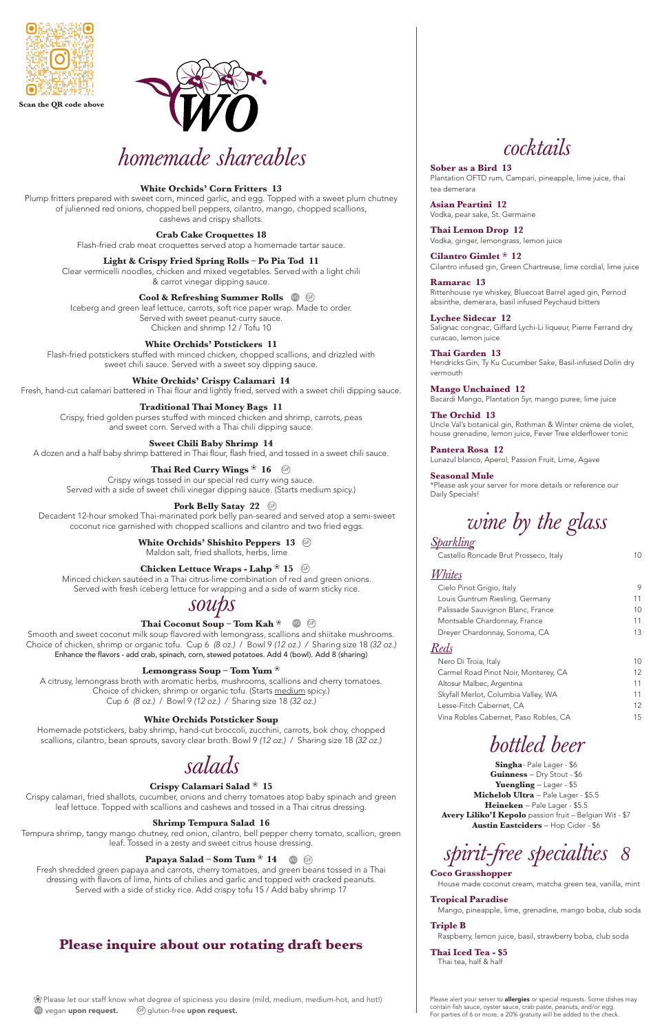Scan the QR code above

WO

# homemade shareables

**White Orchids' Corn Fritters 13**
Plump fritters prepared with sweet corn, minced garlic, and egg. Topped with a sweet plum chutney of julienned red onions, chopped bell peppers, cilantro, mango, chopped scallions, cashews and crispy shallots.

**Crab Cake Croquettes 18**
Flash-fried crab meat croquettes served atop a homemade tartar sauce.

**Light & Crispy Fried Spring Rolls – Po Pia Tod 11**
Clear vermicelli noodles, chicken and mixed vegetables. Served with a light chili & carrot vinegar dipping sauce.

**Cool & Refreshing Summer Rolls** VG GF
Iceberg and green leaf lettuce, carrots, soft rice paper wrap. Made to order. Served with sweet peanut-curry sauce.
Chicken and shrimp 12 / Tofu 10

**White Orchids' Potstickers 11**
Flash-fried potstickers stuffed with minced chicken, chopped scallions, and drizzled with sweet chili sauce. Served with a sweet soy dipping sauce.

**White Orchids' Crispy Calamari 14**
Fresh, hand-cut calamari battered in Thai flour and lightly fried, served with a sweet chili dipping sauce.

**Traditional Thai Money Bags 11**
Crispy, fried golden purses stuffed with minced chicken and shrimp, carrots, peas and sweet corn. Served with a Thai chili dipping sauce.

**Sweet Chili Baby Shrimp 14**
A dozen and a half baby shrimp battered in Thai flour, flash fried, and tossed in a sweet chili sauce.

**Thai Red Curry Wings * 16** GF
Crispy wings tossed in our special red curry wing sauce.
Served with a side of sweet chili vinegar dipping sauce. (Starts medium spicy.)

**Pork Belly Satay 22** GF
Decadent 12-hour smoked Thai-marinated pork belly pan-seared and served atop a semi-sweet coconut rice garnished with chopped scallions and cilantro and two fried eggs.

**White Orchids' Shishito Peppers 13** GF
Maldon salt, fried shallots, herbs, lime

**Chicken Lettuce Wraps - Lahp * 15** GF
Minced chicken sautéed in a Thai citrus-lime combination of red and green onions. Served with fresh iceberg lettuce for wrapping and a side of warm sticky rice.

# soups

**Thai Coconut Soup – Tom Kah *** VG GF
Smooth and sweet coconut milk soup flavored with lemongrass, scallions and shiitake mushrooms. Choice of chicken, shrimp or organic tofu. Cup 6 *(8 oz.)* / Bowl 9 *(12 oz.)* / Sharing size 18 *(32 oz.)*
Enhance the flavors - add crab, spinach, corn, stewed potatoes. Add 4 (bowl). Add 8 (sharing)

**Lemongrass Soup – Tom Yum ***
A citrusy, lemongrass broth with aromatic herbs, mushrooms, scallions and cherry tomatoes. Choice of chicken, shrimp or organic tofu. (Starts medium spicy.)
Cup 6 *(8 oz.)* / Bowl 9 *(12 oz.)* / Sharing size 18 *(32 oz.)*

**White Orchids Potsticker Soup**
Homemade potstickers, baby shrimp, hand-cut broccoli, zucchini, carrots, bok choy, chopped scallions, cilantro, bean sprouts, savory clear broth. Bowl 9 *(12 oz.)* / Sharing size 18 *(32 oz.)*

# salads

**Crispy Calamari Salad * 15**
Crispy calamari, fried shallots, cucumber, onions and cherry tomatoes atop baby spinach and green leaf lettuce. Topped with scallions and cashews and tossed in a Thai citrus dressing.

**Shrimp Tempura Salad 16**
Tempura shrimp, tangy mango chutney, red onion, cilantro, bell pepper cherry tomato, scallion, green leaf. Tossed in a zesty and sweet citrus house dressing.

**Papaya Salad – Som Tum * 14** VG GF
Fresh shredded green papaya and carrots, cherry tomatoes, and green beans tossed in a Thai dressing with flavors of lime, hints of chilies and garlic and topped with cracked peanuts. Served with a side of sticky rice. Add crispy tofu 15 / Add baby shrimp 17

## Please inquire about our rotating draft beers

* Please let our staff know what degree of spiciness you desire (mild, medium, medium-hot, and hot!)
VG vegan **upon request.** GF gluten-free **upon request.**

# cocktails

**Sober as a Bird 13**
Plantation OFTD rum, Campari, pineapple, lime juice, thai tea demerara

**Asian Peartini 12**
Vodka, pear sake, St. Germaine

**Thai Lemon Drop 12**
Vodka, ginger, lemongrass, lemon juice

**Cilantro Gimlet * 12**
Cilantro infused gin, Green Chartreuse, lime cordial, lime juice

**Ramarac 13**
Rittenhouse rye whiskey, Bluecoat Barrel aged gin, Pernod absinthe, demerara, basil infused Peychaud bitters

**Lychee Sidecar 12**
Salignac congnac, Giffard Lychi-Li liqueur, Pierre Ferrand dry curacao, lemon juice

**Thai Garden 13**
Hendricks Gin, Ty Ku Cucumber Sake, Basil-infused Dolin dry vermouth

**Mango Unchained 12**
Bacardi Mango, Plantation 5yr, mango puree, lime juice

**The Orchid 13**
Uncle Val's botanical gin, Rothman & Winter crème de violet, house grenadine, lemon juice, Fever Tree elderflower tonic

**Pantera Rosa 12**
Lunazul blanco, Aperol, Passion Fruit, Lime, Agave

**Seasonal Mule**
*Please ask your server for more details or reference our Daily Specials!

# wine by the glass

## Sparkling

| | |
|---|---|
| Castello Roncade Brut Prosseco, Italy | 10 |

## Whites

| | |
|---|---|
| Cielo Pinot Grigio, Italy | 9 |
| Louis Guntrum Riesling, Germany | 11 |
| Palissade Sauvignon Blanc, France | 10 |
| Montsable Chardonnay, France | 11 |
| Dreyer Chardonnay, Sonoma, CA | 13 |

## Reds

| | |
|---|---|
| Nero Di Troia, Italy | 10 |
| Carmel Road Pinot Noir, Monterey, CA | 12 |
| Altosur Malbec, Argentina | 11 |
| Skyfall Merlot, Columbia Valley, WA | 11 |
| Lesse-Fitch Cabernet, CA | 12 |
| Vina Robles Cabernet, Paso Robles, CA | 15 |

# bottled beer

**Singha**- Pale Lager - $6
**Guinness** – Dry Stout - $6
**Yuengling** – Lager - $5
**Michelob Ultra** – Pale Lager - $5.5
**Heineken** – Pale Lager - $5.5
**Avery Liliko'I Kepolo** passion fruit – Belgian Wit - $7
**Austin Eastciders** – Hop Cider - $6

# spirit-free specialties 8

**Coco Grasshopper**
House made coconut cream, matcha green tea, vanilla, mint

**Tropical Paradise**
Mango, pineapple, lime, grenadine, mango boba, club soda

**Triple B**
Raspberry, lemon juice, basil, strawberry boba, club soda

**Thai Iced Tea - $5**
Thai tea, half & half

Please alert your server to **allergies** or special requests. Some dishes may contain fish sauce, oyster sauce, crab paste, peanuts, and/or egg. For parties of 6 or more, a 20% gratuity will be added to the check.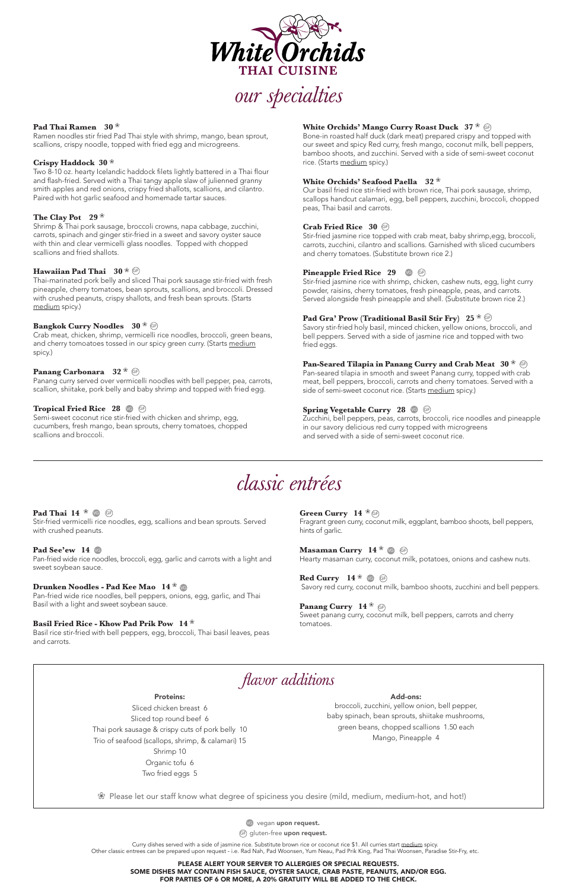# White Orchids

## THAI CUISINE

## our specialties

**Pad Thai Ramen 30** ❀
Ramen noodles stir fried Pad Thai style with shrimp, mango, bean sprout, scallions, crispy noodle, topped with fried egg and microgreens.

**Crispy Haddock 30** ❀
Two 8-10 oz. hearty Icelandic haddock filets lightly battered in a Thai flour and flash-fried. Served with a Thai tangy apple slaw of julienned granny smith apples and red onions, crispy fried shallots, scallions, and cilantro. Paired with hot garlic seafood and homemade tartar sauces.

**The Clay Pot 29** ❀
Shrimp & Thai pork sausage, broccoli crowns, napa cabbage, zucchini, carrots, spinach and ginger stir-fried in a sweet and savory oyster sauce with thin and clear vermicelli glass noodles. Topped with chopped scallions and fried shallots.

**Hawaiian Pad Thai 30** ❀ GF
Thai-marinated pork belly and sliced Thai pork sausage stir-fried with fresh pineapple, cherry tomatoes, bean sprouts, scallions, and broccoli. Dressed with crushed peanuts, crispy shallots, and fresh bean sprouts. (Starts medium spicy.)

**Bangkok Curry Noodles 30** ❀ GF
Crab meat, chicken, shrimp, vermicelli rice noodles, broccoli, green beans, and cherry tomoatoes tossed in our spicy green curry. (Starts medium spicy.)

**Panang Carbonara 32** ❀ GF
Panang curry served over vermicelli noodles with bell pepper, pea, carrots, scallion, shiitake, pork belly and baby shrimp and topped with fried egg.

**Tropical Fried Rice 28** VG GF
Semi-sweet coconut rice stir-fried with chicken and shrimp, egg, cucumbers, fresh mango, bean sprouts, cherry tomatoes, chopped scallions and broccoli.

**White Orchids' Mango Curry Roast Duck 37** ❀ GF
Bone-in roasted half duck (dark meat) prepared crispy and topped with our sweet and spicy Red curry, fresh mango, coconut milk, bell peppers, bamboo shoots, and zucchini. Served with a side of semi-sweet coconut rice. (Starts medium spicy.)

**White Orchids' Seafood Paella 32** ❀
Our basil fried rice stir-fried with brown rice, Thai pork sausage, shrimp, scallops handcut calamari, egg, bell peppers, zucchini, broccoli, chopped peas, Thai basil and carrots.

**Crab Fried Rice 30** GF
Stir-fried jasmine rice topped with crab meat, baby shrimp,egg, broccoli, carrots, zucchini, cilantro and scallions. Garnished with sliced cucumbers and cherry tomatoes. (Substitute brown rice 2.)

**Pineapple Fried Rice 29** VG GF
Stir-fried jasmine rice with shrimp, chicken, cashew nuts, egg, light curry powder, raisins, cherry tomatoes, fresh pineapple, peas, and carrots. Served alongside fresh pineapple and shell. (Substitute brown rice 2.)

**Pad Gra' Prow (Traditional Basil Stir Fry) 25** ❀ GF
Savory stir-fried holy basil, minced chicken, yellow onions, broccoli, and bell peppers. Served with a side of jasmine rice and topped with two fried eggs.

**Pan-Seared Tilapia in Panang Curry and Crab Meat 30** ❀ GF
Pan-seared tilapia in smooth and sweet Panang curry, topped with crab meat, bell peppers, broccoli, carrots and cherry tomatoes. Served with a side of semi-sweet coconut rice. (Starts medium spicy.)

**Spring Vegetable Curry 28** VG GF
Zucchini, bell peppers, peas, carrots, broccoli, rice noodles and pineapple in our savory delicious red curry topped with microgreens and served with a side of semi-sweet coconut rice.

## classic entrées

**Pad Thai 14** ❀ VG GF
Stir-fried vermicelli rice noodles, egg, scallions and bean sprouts. Served with crushed peanuts.

**Pad See'ew 14** VG
Pan-fried wide rice noodles, broccoli, egg, garlic and carrots with a light and sweet soybean sauce.

**Drunken Noodles - Pad Kee Mao 14** ❀ VG
Pan-fried wide rice noodles, bell peppers, onions, egg, garlic, and Thai Basil with a light and sweet soybean sauce.

**Basil Fried Rice - Khow Pad Prik Pow 14** ❀
Basil rice stir-fried with bell peppers, egg, broccoli, Thai basil leaves, peas and carrots.

**Green Curry 14** ❀ GF
Fragrant green curry, coconut milk, eggplant, bamboo shoots, bell peppers, hints of garlic.

**Masaman Curry 14** ❀ VG GF
Hearty masaman curry, coconut milk, potatoes, onions and cashew nuts.

**Red Curry 14** ❀ VG GF
Savory red curry, coconut milk, bamboo shoots, zucchini and bell peppers.

**Panang Curry 14** ❀ GF
Sweet panang curry, coconut milk, bell peppers, carrots and cherry tomatoes.

## flavor additions

**Proteins:**

Sliced chicken breast 6
Sliced top round beef 6
Thai pork sausage & crispy cuts of pork belly 10
Trio of seafood (scallops, shrimp, & calamari) 15
Shrimp 10
Organic tofu 6
Two fried eggs 5

**Add-ons:**

broccoli, zucchini, yellow onion, bell pepper, baby spinach, bean sprouts, shiitake mushrooms, green beans, chopped scallions 1.50 each
Mango, Pineapple 4

❀ Please let our staff know what degree of spiciness you desire (mild, medium, medium-hot, and hot!)

VG vegan **upon request.**
GF gluten-free **upon request.**

Curry dishes served with a side of jasmine rice. Substitute brown rice or coconut rice $1. All curries start medium spicy.
Other classic entrees can be prepared upon request - i.e. Rad Nah, Pad Woonsen, Yum Neau, Pad Prik King, Pad Thai Woonsen, Paradise Stir-Fry, etc.

**PLEASE ALERT YOUR SERVER TO ALLERGIES OR SPECIAL REQUESTS.**
**SOME DISHES MAY CONTAIN FISH SAUCE, OYSTER SAUCE, CRAB PASTE, PEANUTS, AND/OR EGG.**
**FOR PARTIES OF 6 OR MORE, A 20% GRATUITY WILL BE ADDED TO THE CHECK.**